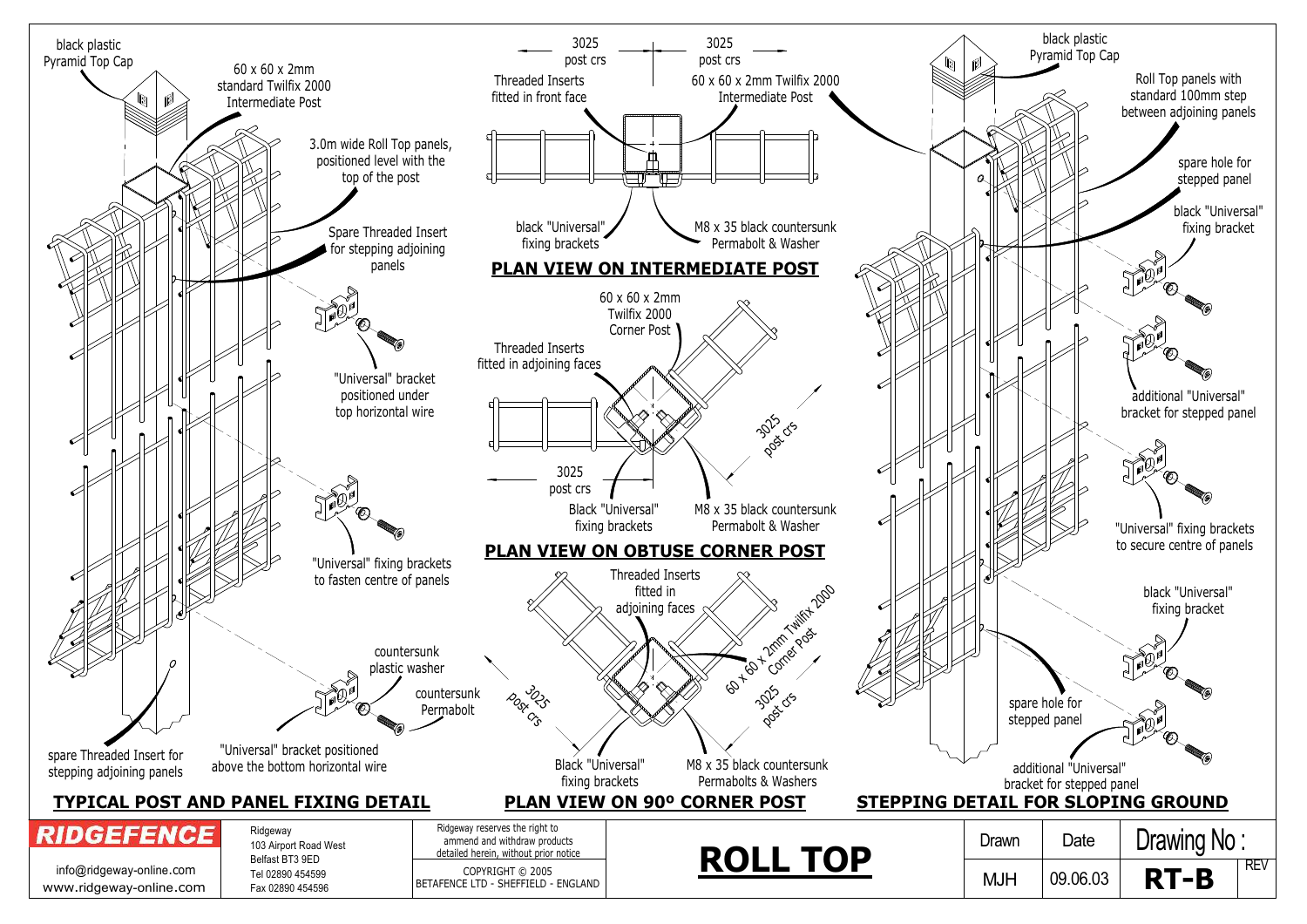## TYPICAL POST AND PANEL FIXING DETAIL

- black plastic Pyramid Top Cap
- 60 x 60 x 2mm standard Twilfix 2000 Intermediate Post
- 3.0m wide Roll Top panels, positioned level with the top of the post
- Spare Threaded Insert for stepping adjoining panels
- "Universal" bracket positioned under top horizontal wire
- "Universal" fixing brackets to fasten centre of panels
- countersunk plastic washer
- countersunk Permabolt
- "Universal" bracket positioned above the bottom horizontal wire
- spare Threaded Insert for stepping adjoining panels

## PLAN VIEW ON INTERMEDIATE POST

- 3025 post crs
- 3025 post crs
- Threaded Inserts fitted in front face
- 60 x 60 x 2mm Twilfix 2000 Intermediate Post
- black "Universal" fixing brackets
- M8 x 35 black countersunk Permabolt & Washer

## PLAN VIEW ON OBTUSE CORNER POST

- 60 x 60 x 2mm Twilfix 2000 Corner Post
- Threaded Inserts fitted in adjoining faces
- 3025 post crs
- 3025 post crs
- Black "Universal" fixing brackets
- M8 x 35 black countersunk Permabolt & Washer

## PLAN VIEW ON 90º CORNER POST

- Threaded Inserts fitted in adjoining faces
- 60 x 60 x 2mm Twilfix 2000 Corner Post
- 3025 post crs
- 3025 post crs
- Black "Universal" fixing brackets
- M8 x 35 black countersunk Permabolts & Washers

## STEPPING DETAIL FOR SLOPING GROUND

- black plastic Pyramid Top Cap
- Roll Top panels with standard 100mm step between adjoining panels
- spare hole for stepped panel
- black "Universal" fixing bracket
- additional "Universal" bracket for stepped panel
- "Universal" fixing brackets to secure centre of panels
- black "Universal" fixing bracket
- spare hole for stepped panel
- additional "Universal" bracket for stepped panel

---

**RIDGEFENCE**

info@ridgeway-online.com
www.ridgeway-online.com

Ridgeway
103 Airport Road West
Belfast BT3 9ED
Tel 02890 454599
Fax 02890 454596

Ridgeway reserves the right to ammend and withdraw products detailed herein, without prior notice

COPYRIGHT © 2005
BETAFENCE LTD - SHEFFIELD - ENGLAND

# ROLL TOP

| Drawn | Date | Drawing No : | REV |
|---|---|---|---|
| MJH | 09.06.03 | **RT-B** | |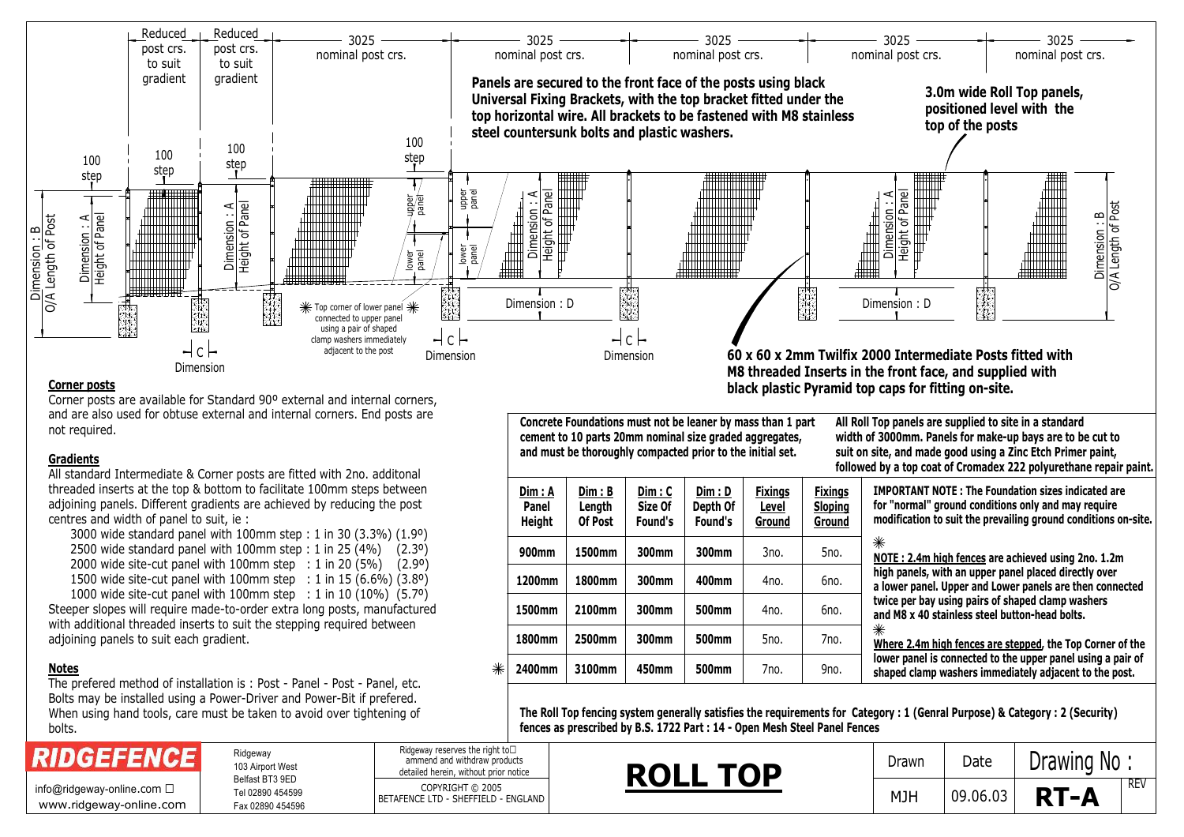Reduced post crs. to suit gradient

Reduced post crs. to suit gradient

3025 nominal post crs.

3025 nominal post crs.

3025 nominal post crs.

3025 nominal post crs.

3025 nominal post crs.

100 step

100 step

100 step

100 step

Dimension : B O/A Length of Post

Dimension : A Height of Panel

Dimension : A Height of Panel

upper panel

lower panel

upper panel

lower panel

Dimension : A Height of Panel

Dimension : A Height of Panel

Dimension : B O/A Length of Post

Dimension : D

Dimension : D

C Dimension

C Dimension

C Dimension

✳ Top corner of lower panel ✳ connected to upper panel using a pair of shaped clamp washers immediately adjacent to the post

**Panels are secured to the front face of the posts using black Universal Fixing Brackets, with the top bracket fitted under the top horizontal wire. All brackets to be fastened with M8 stainless steel countersunk bolts and plastic washers.**

**3.0m wide Roll Top panels, positioned level with the top of the posts**

**60 x 60 x 2mm Twilfix 2000 Intermediate Posts fitted with M8 threaded Inserts in the front face, and supplied with black plastic Pyramid top caps for fitting on-site.**

## Corner posts

Corner posts are available for Standard 90º external and internal corners, and are also used for obtuse external and internal corners. End posts are not required.

## Gradients

All standard Intermediate & Corner posts are fitted with 2no. additonal threaded inserts at the top & bottom to facilitate 100mm steps between adjoining panels. Different gradients are achieved by reducing the post centres and width of panel to suit, ie :

- 3000 wide standard panel with 100mm step : 1 in 30 (3.3%) (1.9º)
- 2500 wide standard panel with 100mm step : 1 in 25 (4%) (2.3º)
- 2000 wide site-cut panel with 100mm step : 1 in 20 (5%) (2.9º)
- 1500 wide site-cut panel with 100mm step : 1 in 15 (6.6%) (3.8º)
- 1000 wide site-cut panel with 100mm step : 1 in 10 (10%) (5.7º)

Steeper slopes will require made-to-order extra long posts, manufactured with additional threaded inserts to suit the stepping required between adjoining panels to suit each gradient.

## Notes

The prefered method of installation is : Post - Panel - Post - Panel, etc. Bolts may be installed using a Power-Driver and Power-Bit if prefered. When using hand tools, care must be taken to avoid over tightening of bolts.

**Concrete Foundations must not be leaner by mass than 1 part cement to 10 parts 20mm nominal size graded aggregates, and must be thoroughly compacted prior to the initial set.**

**All Roll Top panels are supplied to site in a standard width of 3000mm. Panels for make-up bays are to be cut to suit on site, and made good using a Zinc Etch Primer paint, followed by a top coat of Cromadex 222 polyurethane repair paint.**

| Dim : A Panel Height | Dim : B Length Of Post | Dim : C Size Of Found's | Dim : D Depth Of Found's | Fixings Level Ground | Fixings Sloping Ground |
|---|---|---|---|---|---|
| 900mm | 1500mm | 300mm | 300mm | 3no. | 5no. |
| 1200mm | 1800mm | 300mm | 400mm | 4no. | 6no. |
| 1500mm | 2100mm | 300mm | 500mm | 4no. | 6no. |
| 1800mm | 2500mm | 300mm | 500mm | 5no. | 7no. |
| ✳ 2400mm | 3100mm | 450mm | 500mm | 7no. | 9no. |

**IMPORTANT NOTE : The Foundation sizes indicated are for "normal" ground conditions only and may require modification to suit the prevailing ground conditions on-site.**

✳ **NOTE : 2.4m high fences are achieved using 2no. 1.2m high panels, with an upper panel placed directly over a lower panel. Upper and Lower panels are then connected twice per bay using pairs of shaped clamp washers and M8 x 40 stainless steel button-head bolts.**

✳ **Where 2.4m high fences are stepped, the Top Corner of the lower panel is connected to the upper panel using a pair of shaped clamp washers immediately adjacent to the post.**

**The Roll Top fencing system generally satisfies the requirements for Category : 1 (Genral Purpose) & Category : 2 (Security) fences as prescribed by B.S. 1722 Part : 14 - Open Mesh Steel Panel Fences**

**RIDGEFENCE**

info@ridgeway-online.com
www.ridgeway-online.com

Ridgeway
103 Airport West
Belfast BT3 9ED
Tel 02890 454599
Fax 02890 454596

Ridgeway reserves the right to ammend and withdraw products detailed herein, without prior notice

COPYRIGHT © 2005
BETAFENCE LTD - SHEFFIELD - ENGLAND

# ROLL TOP

| Drawn | Date | Drawing No : | |
|---|---|---|---|
| MJH | 09.06.03 | RT-A | REV |